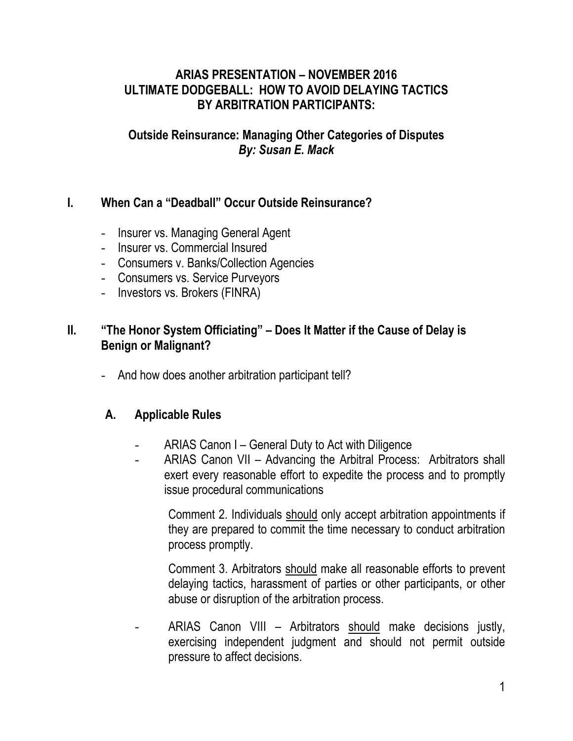# ARIAS PRESENTATION – NOVEMBER 2016
# ULTIMATE DODGEBALL: HOW TO AVOID DELAYING TACTICS BY ARBITRATION PARTICIPANTS:

## Outside Reinsurance: Managing Other Categories of Disputes
***By: Susan E. Mack***

## I. When Can a "Deadball" Occur Outside Reinsurance?

- Insurer vs. Managing General Agent
- Insurer vs. Commercial Insured
- Consumers v. Banks/Collection Agencies
- Consumers vs. Service Purveyors
- Investors vs. Brokers (FINRA)

## II. "The Honor System Officiating" – Does It Matter if the Cause of Delay is Benign or Malignant?

- And how does another arbitration participant tell?

### A. Applicable Rules

- ARIAS Canon I – General Duty to Act with Diligence
- ARIAS Canon VII – Advancing the Arbitral Process: Arbitrators shall exert every reasonable effort to expedite the process and to promptly issue procedural communications

  Comment 2. Individuals <u>should</u> only accept arbitration appointments if they are prepared to commit the time necessary to conduct arbitration process promptly.

  Comment 3. Arbitrators <u>should</u> make all reasonable efforts to prevent delaying tactics, harassment of parties or other participants, or other abuse or disruption of the arbitration process.

- ARIAS Canon VIII – Arbitrators <u>should</u> make decisions justly, exercising independent judgment and should not permit outside pressure to affect decisions.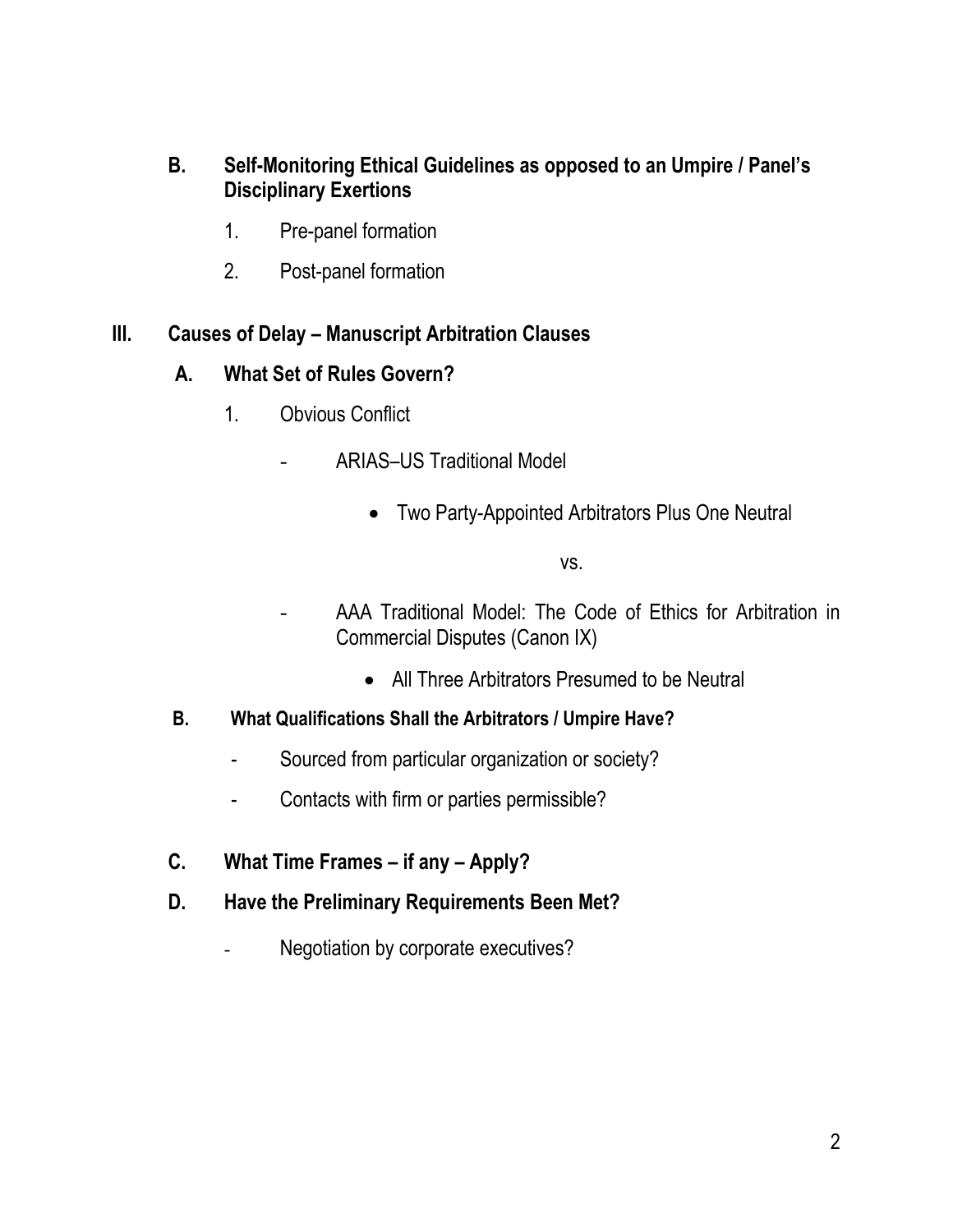## B. Self-Monitoring Ethical Guidelines as opposed to an Umpire / Panel's Disciplinary Exertions

1. Pre-panel formation
2. Post-panel formation

# III. Causes of Delay – Manuscript Arbitration Clauses

## A. What Set of Rules Govern?

1. Obvious Conflict
   - ARIAS–US Traditional Model
     - Two Party-Appointed Arbitrators Plus One Neutral

     vs.

   - AAA Traditional Model: The Code of Ethics for Arbitration in Commercial Disputes (Canon IX)
     - All Three Arbitrators Presumed to be Neutral

## B. What Qualifications Shall the Arbitrators / Umpire Have?

- Sourced from particular organization or society?
- Contacts with firm or parties permissible?

## C. What Time Frames – if any – Apply?

## D. Have the Preliminary Requirements Been Met?

- Negotiation by corporate executives?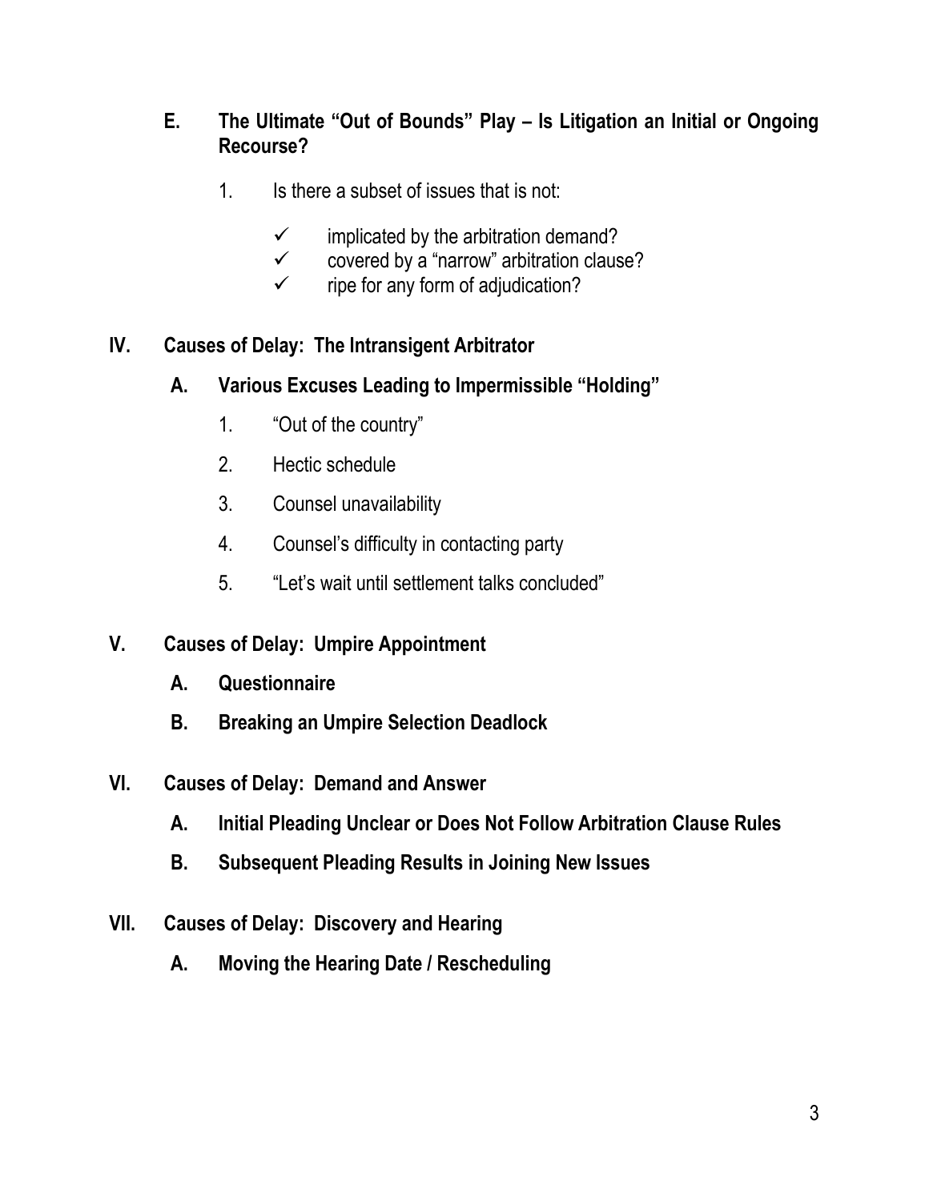### E. The Ultimate "Out of Bounds" Play – Is Litigation an Initial or Ongoing Recourse?

1. Is there a subset of issues that is not:

   - ✓ implicated by the arbitration demand?
   - ✓ covered by a "narrow" arbitration clause?
   - ✓ ripe for any form of adjudication?

## IV. Causes of Delay: The Intransigent Arbitrator

### A. Various Excuses Leading to Impermissible "Holding"

1. "Out of the country"
2. Hectic schedule
3. Counsel unavailability
4. Counsel's difficulty in contacting party
5. "Let's wait until settlement talks concluded"

## V. Causes of Delay: Umpire Appointment

### A. Questionnaire

### B. Breaking an Umpire Selection Deadlock

## VI. Causes of Delay: Demand and Answer

### A. Initial Pleading Unclear or Does Not Follow Arbitration Clause Rules

### B. Subsequent Pleading Results in Joining New Issues

## VII. Causes of Delay: Discovery and Hearing

### A. Moving the Hearing Date / Rescheduling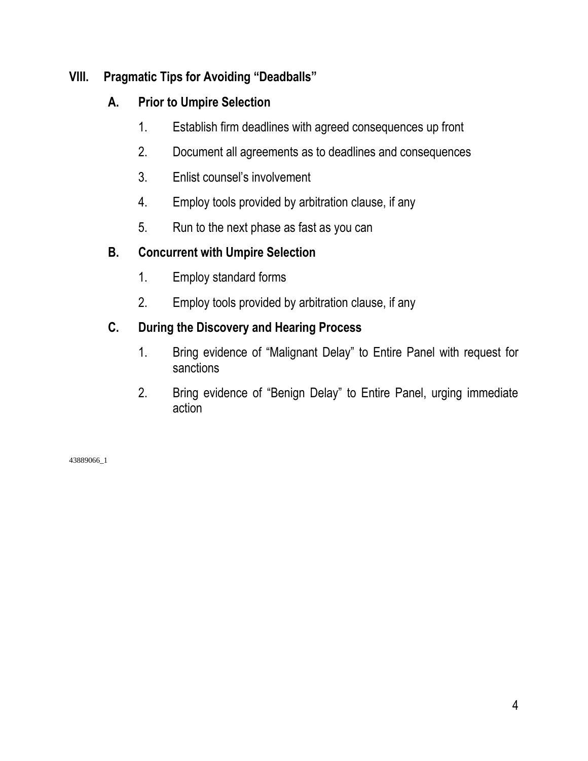## VIII. Pragmatic Tips for Avoiding "Deadballs"

### A. Prior to Umpire Selection

1. Establish firm deadlines with agreed consequences up front
2. Document all agreements as to deadlines and consequences
3. Enlist counsel's involvement
4. Employ tools provided by arbitration clause, if any
5. Run to the next phase as fast as you can

### B. Concurrent with Umpire Selection

1. Employ standard forms
2. Employ tools provided by arbitration clause, if any

### C. During the Discovery and Hearing Process

1. Bring evidence of "Malignant Delay" to Entire Panel with request for sanctions
2. Bring evidence of "Benign Delay" to Entire Panel, urging immediate action

43889066_1